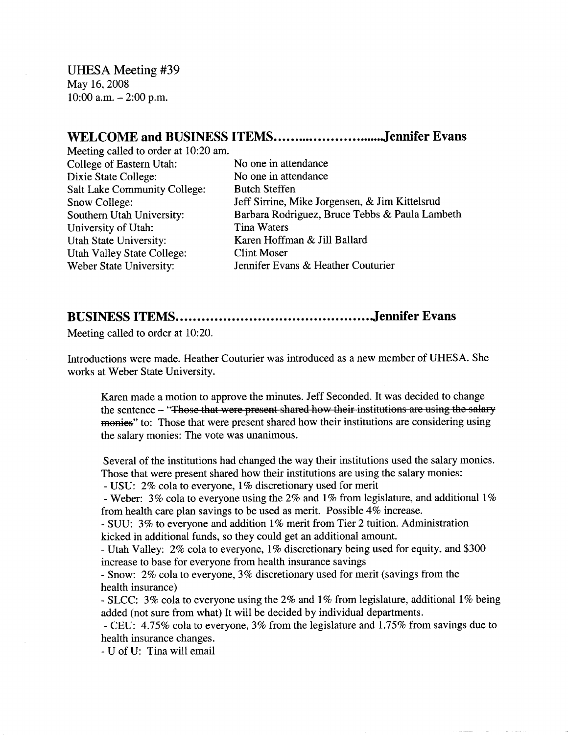UHESA Meeting #39
May 16, 2008
10:00 a.m. – 2:00 p.m.

## WELCOME and BUSINESS ITEMS……........................Jennifer Evans

Meeting called to order at 10:20 am.

| | |
|---|---|
| College of Eastern Utah: | No one in attendance |
| Dixie State College: | No one in attendance |
| Salt Lake Community College: | Butch Steffen |
| Snow College: | Jeff Sirrine, Mike Jorgensen, & Jim Kittelsrud |
| Southern Utah University: | Barbara Rodriguez, Bruce Tebbs & Paula Lambeth |
| University of Utah: | Tina Waters |
| Utah State University: | Karen Hoffman & Jill Ballard |
| Utah Valley State College: | Clint Moser |
| Weber State University: | Jennifer Evans & Heather Couturier |

## BUSINESS ITEMS……………………………………….Jennifer Evans

Meeting called to order at 10:20.

Introductions were made. Heather Couturier was introduced as a new member of UHESA. She works at Weber State University.

Karen made a motion to approve the minutes. Jeff Seconded. It was decided to change the sentence – "~~Those that were present shared how their institutions are using the salary monies~~" to: Those that were present shared how their institutions are considering using the salary monies: The vote was unanimous.

Several of the institutions had changed the way their institutions used the salary monies. Those that were present shared how their institutions are using the salary monies:

- USU: 2% cola to everyone, 1% discretionary used for merit
- Weber: 3% cola to everyone using the 2% and 1% from legislature, and additional 1% from health care plan savings to be used as merit. Possible 4% increase.
- SUU: 3% to everyone and addition 1% merit from Tier 2 tuition. Administration kicked in additional funds, so they could get an additional amount.
- Utah Valley: 2% cola to everyone, 1% discretionary being used for equity, and $300 increase to base for everyone from health insurance savings
- Snow: 2% cola to everyone, 3% discretionary used for merit (savings from the health insurance)
- SLCC: 3% cola to everyone using the 2% and 1% from legislature, additional 1% being added (not sure from what) It will be decided by individual departments.
- CEU: 4.75% cola to everyone, 3% from the legislature and 1.75% from savings due to health insurance changes.
- U of U: Tina will email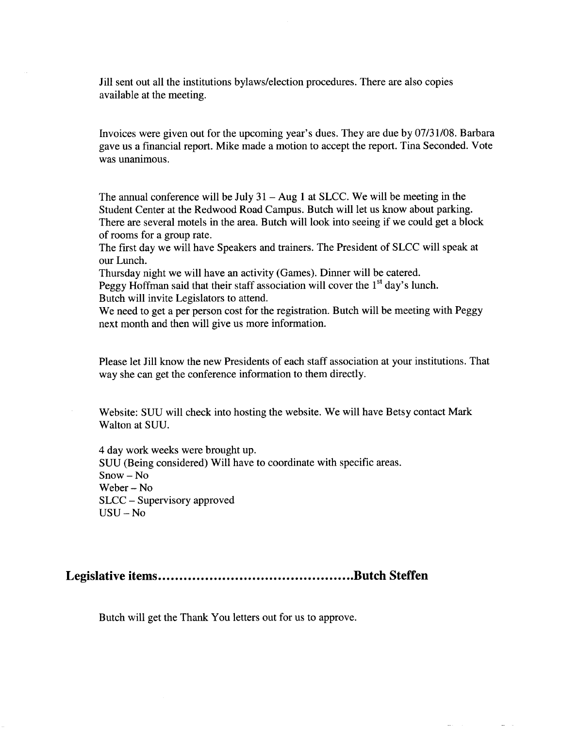Jill sent out all the institutions bylaws/election procedures. There are also copies available at the meeting.

Invoices were given out for the upcoming year's dues. They are due by 07/31/08. Barbara gave us a financial report. Mike made a motion to accept the report. Tina Seconded. Vote was unanimous.

The annual conference will be July 31 – Aug 1 at SLCC. We will be meeting in the Student Center at the Redwood Road Campus. Butch will let us know about parking. There are several motels in the area. Butch will look into seeing if we could get a block of rooms for a group rate.
The first day we will have Speakers and trainers. The President of SLCC will speak at our Lunch.
Thursday night we will have an activity (Games). Dinner will be catered.
Peggy Hoffman said that their staff association will cover the 1st day's lunch.
Butch will invite Legislators to attend.
We need to get a per person cost for the registration. Butch will be meeting with Peggy next month and then will give us more information.

Please let Jill know the new Presidents of each staff association at your institutions. That way she can get the conference information to them directly.

Website: SUU will check into hosting the website. We will have Betsy contact Mark Walton at SUU.

4 day work weeks were brought up.
SUU (Being considered) Will have to coordinate with specific areas.
Snow – No
Weber – No
SLCC – Supervisory approved
USU – No

## Legislative items..........................................Butch Steffen

Butch will get the Thank You letters out for us to approve.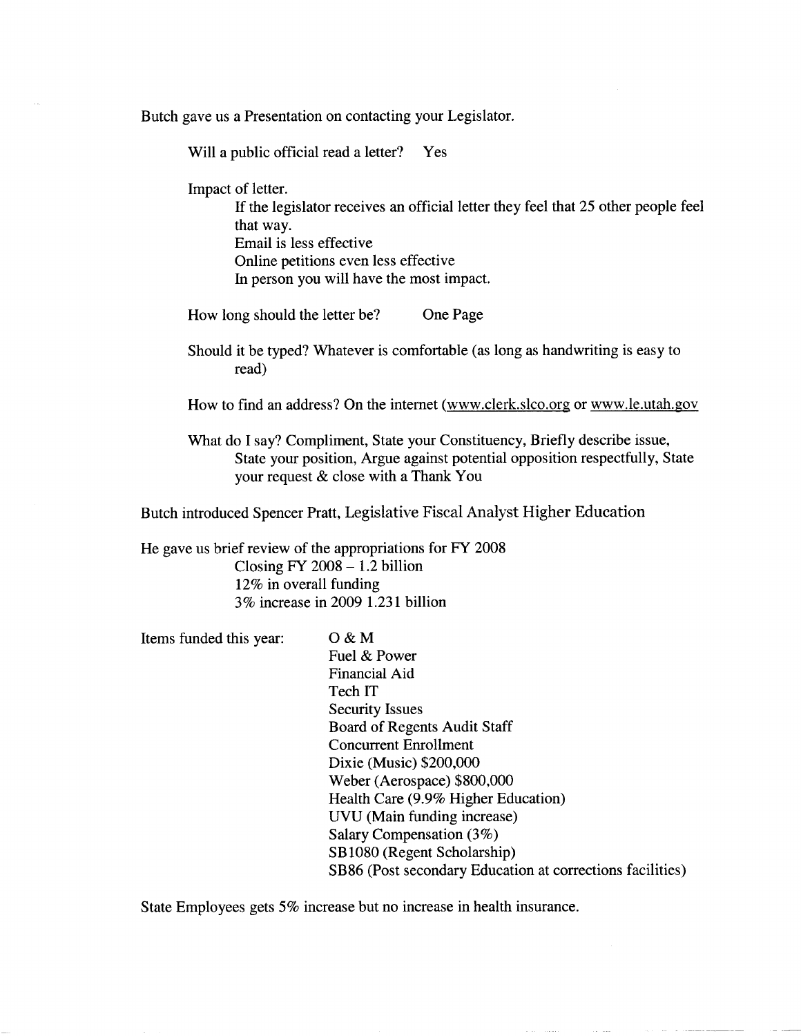Butch gave us a Presentation on contacting your Legislator.

Will a public official read a letter? Yes

Impact of letter.

- If the legislator receives an official letter they feel that 25 other people feel that way.
- Email is less effective
- Online petitions even less effective
- In person you will have the most impact.

How long should the letter be? One Page

Should it be typed? Whatever is comfortable (as long as handwriting is easy to read)

How to find an address? On the internet (www.clerk.slco.org or www.le.utah.gov

What do I say? Compliment, State your Constituency, Briefly describe issue, State your position, Argue against potential opposition respectfully, State your request & close with a Thank You

Butch introduced Spencer Pratt, Legislative Fiscal Analyst Higher Education

He gave us brief review of the appropriations for FY 2008

- Closing FY 2008 – 1.2 billion
- 12% in overall funding
- 3% increase in 2009 1.231 billion

Items funded this year:

- O & M
- Fuel & Power
- Financial Aid
- Tech IT
- Security Issues
- Board of Regents Audit Staff
- Concurrent Enrollment
- Dixie (Music) $200,000
- Weber (Aerospace) $800,000
- Health Care (9.9% Higher Education)
- UVU (Main funding increase)
- Salary Compensation (3%)
- SB1080 (Regent Scholarship)
- SB86 (Post secondary Education at corrections facilities)

State Employees gets 5% increase but no increase in health insurance.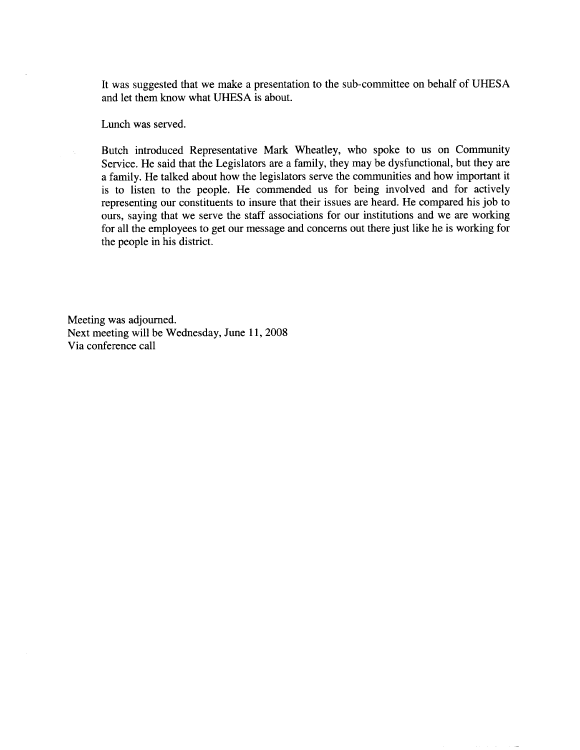It was suggested that we make a presentation to the sub-committee on behalf of UHESA and let them know what UHESA is about.

Lunch was served.

Butch introduced Representative Mark Wheatley, who spoke to us on Community Service. He said that the Legislators are a family, they may be dysfunctional, but they are a family. He talked about how the legislators serve the communities and how important it is to listen to the people. He commended us for being involved and for actively representing our constituents to insure that their issues are heard. He compared his job to ours, saying that we serve the staff associations for our institutions and we are working for all the employees to get our message and concerns out there just like he is working for the people in his district.

Meeting was adjourned.
Next meeting will be Wednesday, June 11, 2008
Via conference call